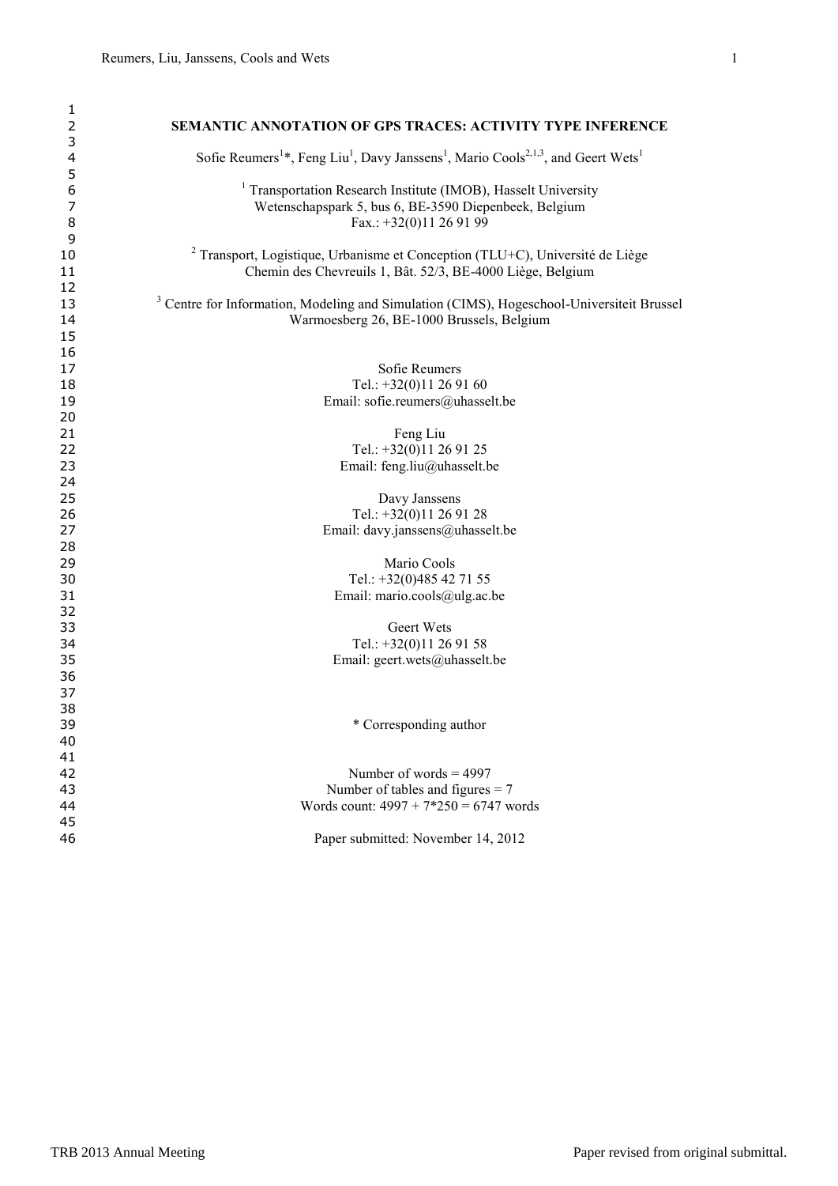# SEMANTIC ANNOTATION OF GPS TRACES: ACTIVITY TYPE INFERENCE

Sofie Reumers[1]*, Feng Liu[1], Davy Janssens[1], Mario Cools[2,1,3], and Geert Wets[1]

[1] Transportation Research Institute (IMOB), Hasselt University
Wetenschapspark 5, bus 6, BE-3590 Diepenbeek, Belgium
Fax.: +32(0)11 26 91 99

[2] Transport, Logistique, Urbanisme et Conception (TLU+C), Université de Liège
Chemin des Chevreuils 1, Bât. 52/3, BE-4000 Liège, Belgium

[3] Centre for Information, Modeling and Simulation (CIMS), Hogeschool-Universiteit Brussel
Warmoesberg 26, BE-1000 Brussels, Belgium

Sofie Reumers
Tel.: +32(0)11 26 91 60
Email: sofie.reumers@uhasselt.be

Feng Liu
Tel.: +32(0)11 26 91 25
Email: feng.liu@uhasselt.be

Davy Janssens
Tel.: +32(0)11 26 91 28
Email: davy.janssens@uhasselt.be

Mario Cools
Tel.: +32(0)485 42 71 55
Email: mario.cools@ulg.ac.be

Geert Wets
Tel.: +32(0)11 26 91 58
Email: geert.wets@uhasselt.be

* Corresponding author

Number of words = 4997
Number of tables and figures = 7
Words count: 4997 + 7*250 = 6747 words

Paper submitted: November 14, 2012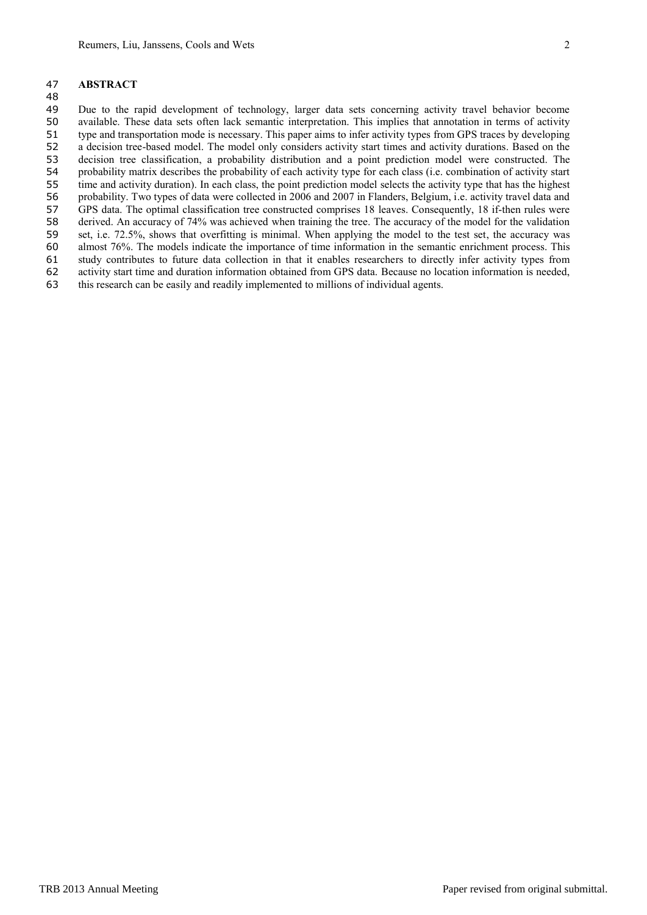## ABSTRACT

Due to the rapid development of technology, larger data sets concerning activity travel behavior become available. These data sets often lack semantic interpretation. This implies that annotation in terms of activity type and transportation mode is necessary. This paper aims to infer activity types from GPS traces by developing a decision tree-based model. The model only considers activity start times and activity durations. Based on the decision tree classification, a probability distribution and a point prediction model were constructed. The probability matrix describes the probability of each activity type for each class (i.e. combination of activity start time and activity duration). In each class, the point prediction model selects the activity type that has the highest probability. Two types of data were collected in 2006 and 2007 in Flanders, Belgium, i.e. activity travel data and GPS data. The optimal classification tree constructed comprises 18 leaves. Consequently, 18 if-then rules were derived. An accuracy of 74% was achieved when training the tree. The accuracy of the model for the validation set, i.e. 72.5%, shows that overfitting is minimal. When applying the model to the test set, the accuracy was almost 76%. The models indicate the importance of time information in the semantic enrichment process. This study contributes to future data collection in that it enables researchers to directly infer activity types from activity start time and duration information obtained from GPS data. Because no location information is needed, this research can be easily and readily implemented to millions of individual agents.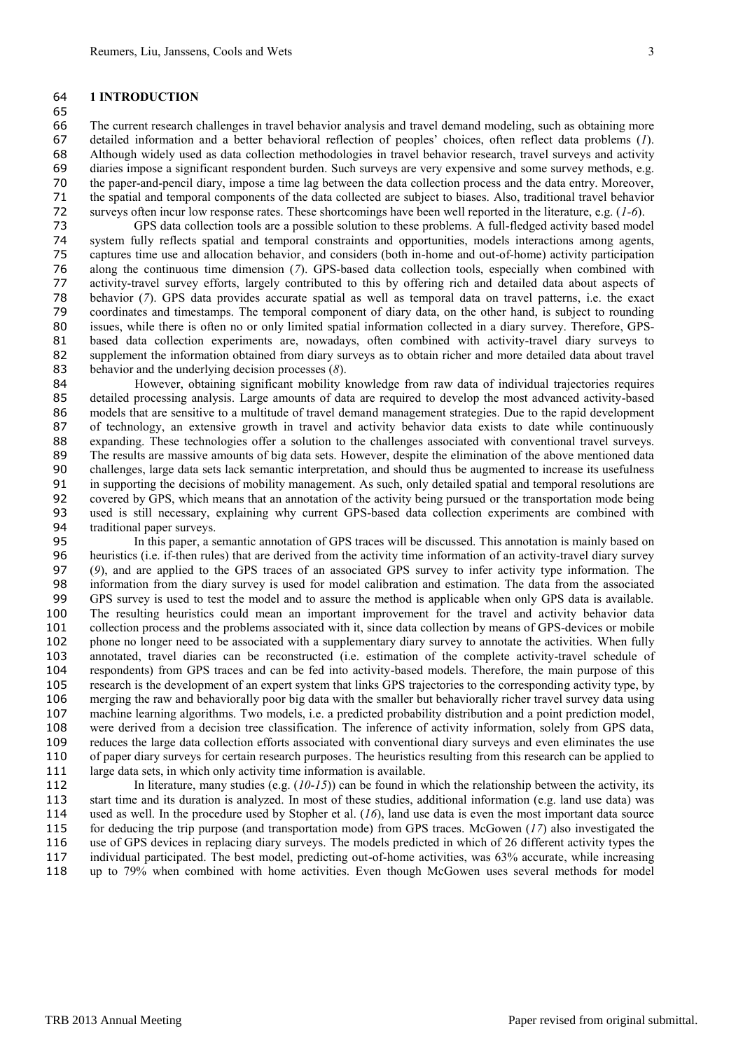## 1 INTRODUCTION

The current research challenges in travel behavior analysis and travel demand modeling, such as obtaining more detailed information and a better behavioral reflection of peoples' choices, often reflect data problems (*1*). Although widely used as data collection methodologies in travel behavior research, travel surveys and activity diaries impose a significant respondent burden. Such surveys are very expensive and some survey methods, e.g. the paper-and-pencil diary, impose a time lag between the data collection process and the data entry. Moreover, the spatial and temporal components of the data collected are subject to biases. Also, traditional travel behavior surveys often incur low response rates. These shortcomings have been well reported in the literature, e.g. (*1-6*).

GPS data collection tools are a possible solution to these problems. A full-fledged activity based model system fully reflects spatial and temporal constraints and opportunities, models interactions among agents, captures time use and allocation behavior, and considers (both in-home and out-of-home) activity participation along the continuous time dimension (*7*). GPS-based data collection tools, especially when combined with activity-travel survey efforts, largely contributed to this by offering rich and detailed data about aspects of behavior (*7*). GPS data provides accurate spatial as well as temporal data on travel patterns, i.e. the exact coordinates and timestamps. The temporal component of diary data, on the other hand, is subject to rounding issues, while there is often no or only limited spatial information collected in a diary survey. Therefore, GPS-based data collection experiments are, nowadays, often combined with activity-travel diary surveys to supplement the information obtained from diary surveys as to obtain richer and more detailed data about travel behavior and the underlying decision processes (*8*).

However, obtaining significant mobility knowledge from raw data of individual trajectories requires detailed processing analysis. Large amounts of data are required to develop the most advanced activity-based models that are sensitive to a multitude of travel demand management strategies. Due to the rapid development of technology, an extensive growth in travel and activity behavior data exists to date while continuously expanding. These technologies offer a solution to the challenges associated with conventional travel surveys. The results are massive amounts of big data sets. However, despite the elimination of the above mentioned data challenges, large data sets lack semantic interpretation, and should thus be augmented to increase its usefulness in supporting the decisions of mobility management. As such, only detailed spatial and temporal resolutions are covered by GPS, which means that an annotation of the activity being pursued or the transportation mode being used is still necessary, explaining why current GPS-based data collection experiments are combined with traditional paper surveys.

In this paper, a semantic annotation of GPS traces will be discussed. This annotation is mainly based on heuristics (i.e. if-then rules) that are derived from the activity time information of an activity-travel diary survey (*9*), and are applied to the GPS traces of an associated GPS survey to infer activity type information. The information from the diary survey is used for model calibration and estimation. The data from the associated GPS survey is used to test the model and to assure the method is applicable when only GPS data is available. The resulting heuristics could mean an important improvement for the travel and activity behavior data collection process and the problems associated with it, since data collection by means of GPS-devices or mobile phone no longer need to be associated with a supplementary diary survey to annotate the activities. When fully annotated, travel diaries can be reconstructed (i.e. estimation of the complete activity-travel schedule of respondents) from GPS traces and can be fed into activity-based models. Therefore, the main purpose of this research is the development of an expert system that links GPS trajectories to the corresponding activity type, by merging the raw and behaviorally poor big data with the smaller but behaviorally richer travel survey data using machine learning algorithms. Two models, i.e. a predicted probability distribution and a point prediction model, were derived from a decision tree classification. The inference of activity information, solely from GPS data, reduces the large data collection efforts associated with conventional diary surveys and even eliminates the use of paper diary surveys for certain research purposes. The heuristics resulting from this research can be applied to large data sets, in which only activity time information is available.

In literature, many studies (e.g. (*10-15*)) can be found in which the relationship between the activity, its start time and its duration is analyzed. In most of these studies, additional information (e.g. land use data) was used as well. In the procedure used by Stopher et al. (*16*), land use data is even the most important data source for deducing the trip purpose (and transportation mode) from GPS traces. McGowen (*17*) also investigated the use of GPS devices in replacing diary surveys. The models predicted in which of 26 different activity types the individual participated. The best model, predicting out-of-home activities, was 63% accurate, while increasing up to 79% when combined with home activities. Even though McGowen uses several methods for model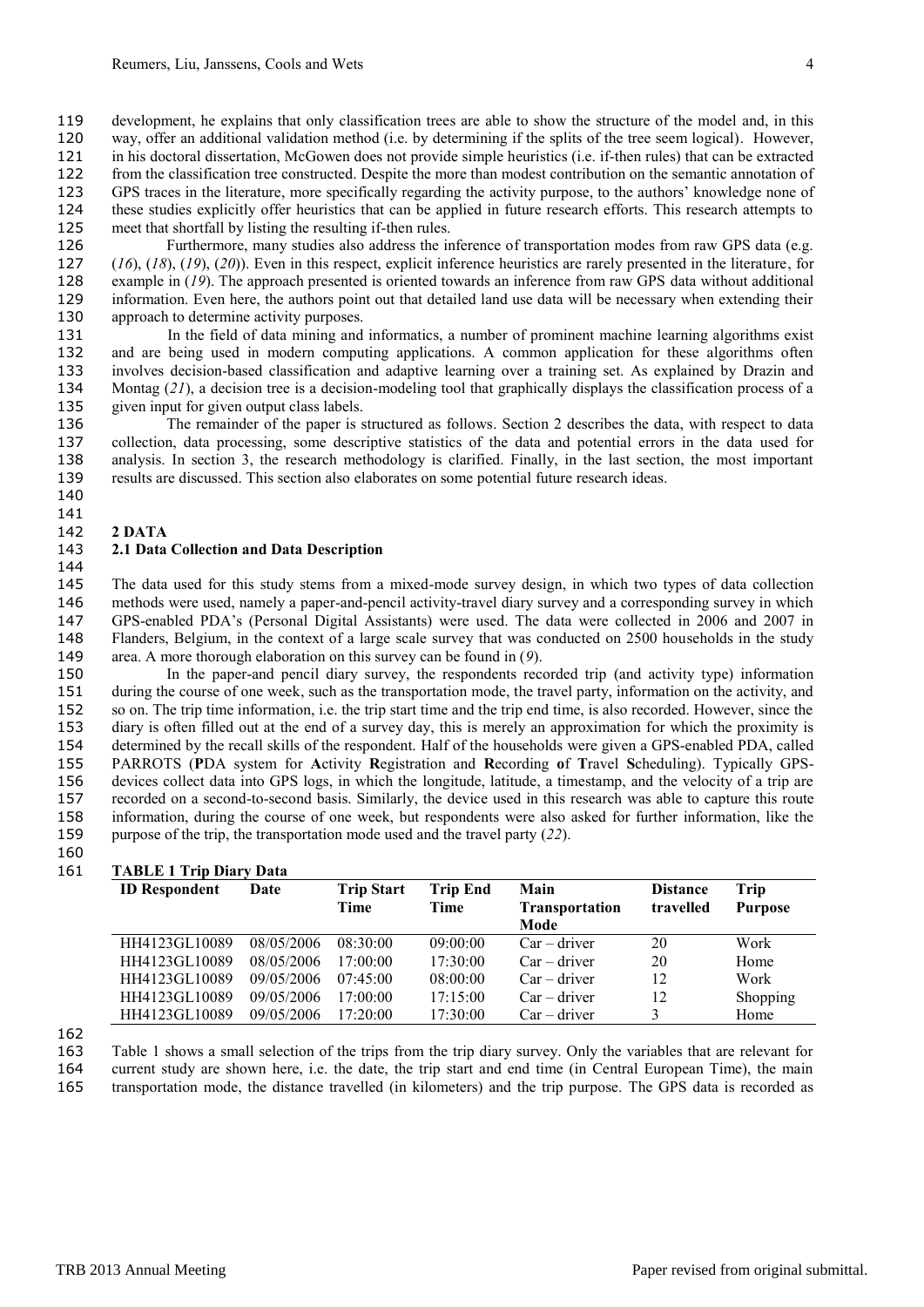development, he explains that only classification trees are able to show the structure of the model and, in this way, offer an additional validation method (i.e. by determining if the splits of the tree seem logical). However, in his doctoral dissertation, McGowen does not provide simple heuristics (i.e. if-then rules) that can be extracted from the classification tree constructed. Despite the more than modest contribution on the semantic annotation of GPS traces in the literature, more specifically regarding the activity purpose, to the authors' knowledge none of these studies explicitly offer heuristics that can be applied in future research efforts. This research attempts to meet that shortfall by listing the resulting if-then rules.

Furthermore, many studies also address the inference of transportation modes from raw GPS data (e.g. (*16*), (*18*), (*19*), (*20*)). Even in this respect, explicit inference heuristics are rarely presented in the literature, for example in (*19*). The approach presented is oriented towards an inference from raw GPS data without additional information. Even here, the authors point out that detailed land use data will be necessary when extending their approach to determine activity purposes.

In the field of data mining and informatics, a number of prominent machine learning algorithms exist and are being used in modern computing applications. A common application for these algorithms often involves decision-based classification and adaptive learning over a training set. As explained by Drazin and Montag (*21*), a decision tree is a decision-modeling tool that graphically displays the classification process of a given input for given output class labels.

The remainder of the paper is structured as follows. Section 2 describes the data, with respect to data collection, data processing, some descriptive statistics of the data and potential errors in the data used for analysis. In section 3, the research methodology is clarified. Finally, in the last section, the most important results are discussed. This section also elaborates on some potential future research ideas.

## 2 DATA

### 2.1 Data Collection and Data Description

The data used for this study stems from a mixed-mode survey design, in which two types of data collection methods were used, namely a paper-and-pencil activity-travel diary survey and a corresponding survey in which GPS-enabled PDA's (Personal Digital Assistants) were used. The data were collected in 2006 and 2007 in Flanders, Belgium, in the context of a large scale survey that was conducted on 2500 households in the study area. A more thorough elaboration on this survey can be found in (*9*).

In the paper-and pencil diary survey, the respondents recorded trip (and activity type) information during the course of one week, such as the transportation mode, the travel party, information on the activity, and so on. The trip time information, i.e. the trip start time and the trip end time, is also recorded. However, since the diary is often filled out at the end of a survey day, this is merely an approximation for which the proximity is determined by the recall skills of the respondent. Half of the households were given a GPS-enabled PDA, called PARROTS (**P**DA system for **A**ctivity **R**egistration and **R**ecording **o**f **T**ravel **S**cheduling). Typically GPS-devices collect data into GPS logs, in which the longitude, latitude, a timestamp, and the velocity of a trip are recorded on a second-to-second basis. Similarly, the device used in this research was able to capture this route information, during the course of one week, but respondents were also asked for further information, like the purpose of the trip, the transportation mode used and the travel party (*22*).

**TABLE 1 Trip Diary Data**

| ID Respondent | Date | Trip Start Time | Trip End Time | Main Transportation Mode | Distance travelled | Trip Purpose |
|---|---|---|---|---|---|---|
| HH4123GL10089 | 08/05/2006 | 08:30:00 | 09:00:00 | Car – driver | 20 | Work |
| HH4123GL10089 | 08/05/2006 | 17:00:00 | 17:30:00 | Car – driver | 20 | Home |
| HH4123GL10089 | 09/05/2006 | 07:45:00 | 08:00:00 | Car – driver | 12 | Work |
| HH4123GL10089 | 09/05/2006 | 17:00:00 | 17:15:00 | Car – driver | 12 | Shopping |
| HH4123GL10089 | 09/05/2006 | 17:20:00 | 17:30:00 | Car – driver | 3 | Home |

Table 1 shows a small selection of the trips from the trip diary survey. Only the variables that are relevant for current study are shown here, i.e. the date, the trip start and end time (in Central European Time), the main transportation mode, the distance travelled (in kilometers) and the trip purpose. The GPS data is recorded as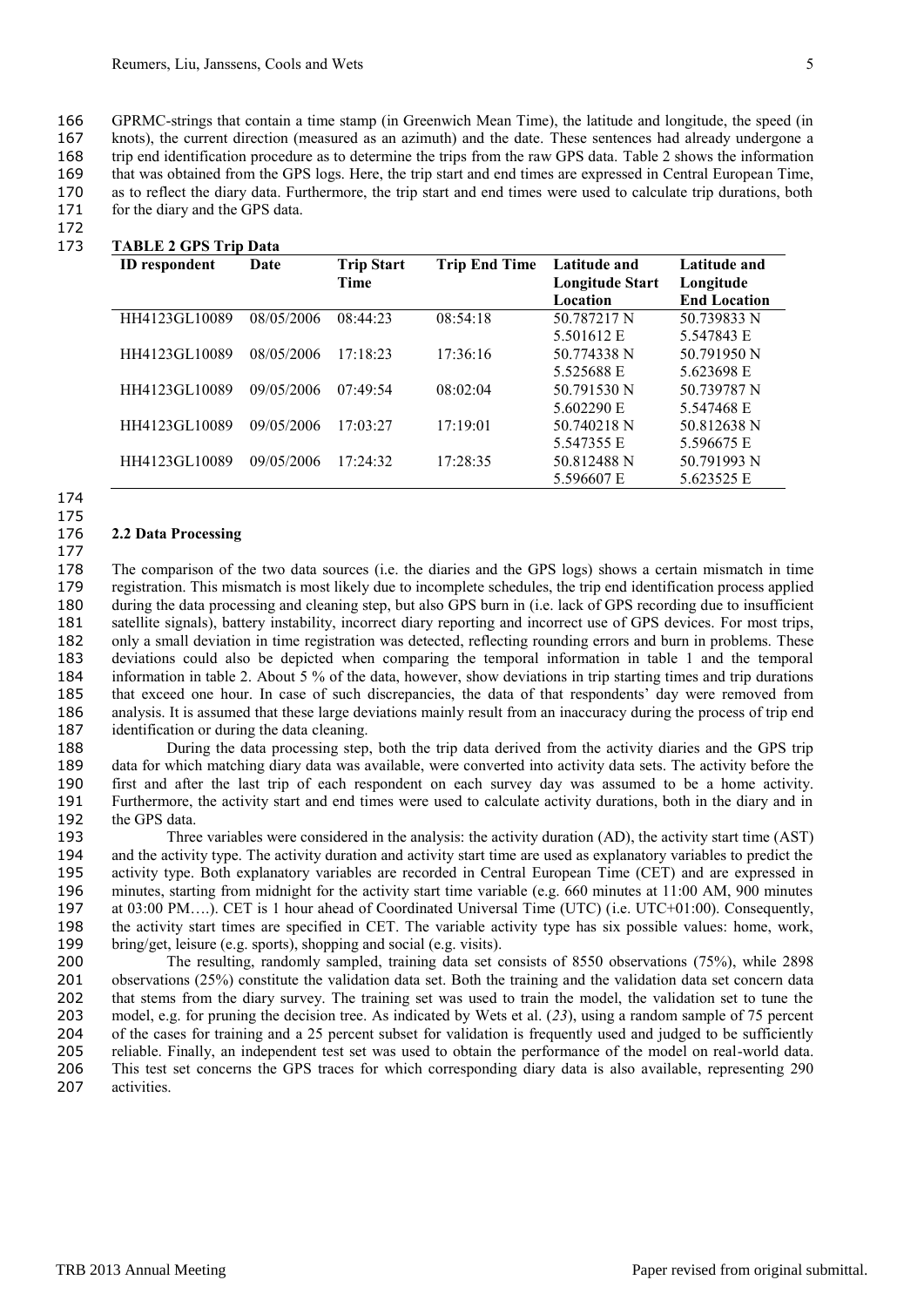GPRMC-strings that contain a time stamp (in Greenwich Mean Time), the latitude and longitude, the speed (in knots), the current direction (measured as an azimuth) and the date. These sentences had already undergone a trip end identification procedure as to determine the trips from the raw GPS data. Table 2 shows the information that was obtained from the GPS logs. Here, the trip start and end times are expressed in Central European Time, as to reflect the diary data. Furthermore, the trip start and end times were used to calculate trip durations, both for the diary and the GPS data.

**TABLE 2 GPS Trip Data**

| ID respondent | Date | Trip Start Time | Trip End Time | Latitude and Longitude Start Location | Latitude and Longitude End Location |
|---|---|---|---|---|---|
| HH4123GL10089 | 08/05/2006 | 08:44:23 | 08:54:18 | 50.787217 N 5.501612 E | 50.739833 N 5.547843 E |
| HH4123GL10089 | 08/05/2006 | 17:18:23 | 17:36:16 | 50.774338 N 5.525688 E | 50.791950 N 5.623698 E |
| HH4123GL10089 | 09/05/2006 | 07:49:54 | 08:02:04 | 50.791530 N 5.602290 E | 50.739787 N 5.547468 E |
| HH4123GL10089 | 09/05/2006 | 17:03:27 | 17:19:01 | 50.740218 N 5.547355 E | 50.812638 N 5.596675 E |
| HH4123GL10089 | 09/05/2006 | 17:24:32 | 17:28:35 | 50.812488 N 5.596607 E | 50.791993 N 5.623525 E |

### 2.2 Data Processing

The comparison of the two data sources (i.e. the diaries and the GPS logs) shows a certain mismatch in time registration. This mismatch is most likely due to incomplete schedules, the trip end identification process applied during the data processing and cleaning step, but also GPS burn in (i.e. lack of GPS recording due to insufficient satellite signals), battery instability, incorrect diary reporting and incorrect use of GPS devices. For most trips, only a small deviation in time registration was detected, reflecting rounding errors and burn in problems. These deviations could also be depicted when comparing the temporal information in table 1 and the temporal information in table 2. About 5 % of the data, however, show deviations in trip starting times and trip durations that exceed one hour. In case of such discrepancies, the data of that respondents' day were removed from analysis. It is assumed that these large deviations mainly result from an inaccuracy during the process of trip end identification or during the data cleaning.

During the data processing step, both the trip data derived from the activity diaries and the GPS trip data for which matching diary data was available, were converted into activity data sets. The activity before the first and after the last trip of each respondent on each survey day was assumed to be a home activity. Furthermore, the activity start and end times were used to calculate activity durations, both in the diary and in the GPS data.

Three variables were considered in the analysis: the activity duration (AD), the activity start time (AST) and the activity type. The activity duration and activity start time are used as explanatory variables to predict the activity type. Both explanatory variables are recorded in Central European Time (CET) and are expressed in minutes, starting from midnight for the activity start time variable (e.g. 660 minutes at 11:00 AM, 900 minutes at 03:00 PM….). CET is 1 hour ahead of Coordinated Universal Time (UTC) (i.e. UTC+01:00). Consequently, the activity start times are specified in CET. The variable activity type has six possible values: home, work, bring/get, leisure (e.g. sports), shopping and social (e.g. visits).

The resulting, randomly sampled, training data set consists of 8550 observations (75%), while 2898 observations (25%) constitute the validation data set. Both the training and the validation data set concern data that stems from the diary survey. The training set was used to train the model, the validation set to tune the model, e.g. for pruning the decision tree. As indicated by Wets et al. (*23*), using a random sample of 75 percent of the cases for training and a 25 percent subset for validation is frequently used and judged to be sufficiently reliable. Finally, an independent test set was used to obtain the performance of the model on real-world data. This test set concerns the GPS traces for which corresponding diary data is also available, representing 290 activities.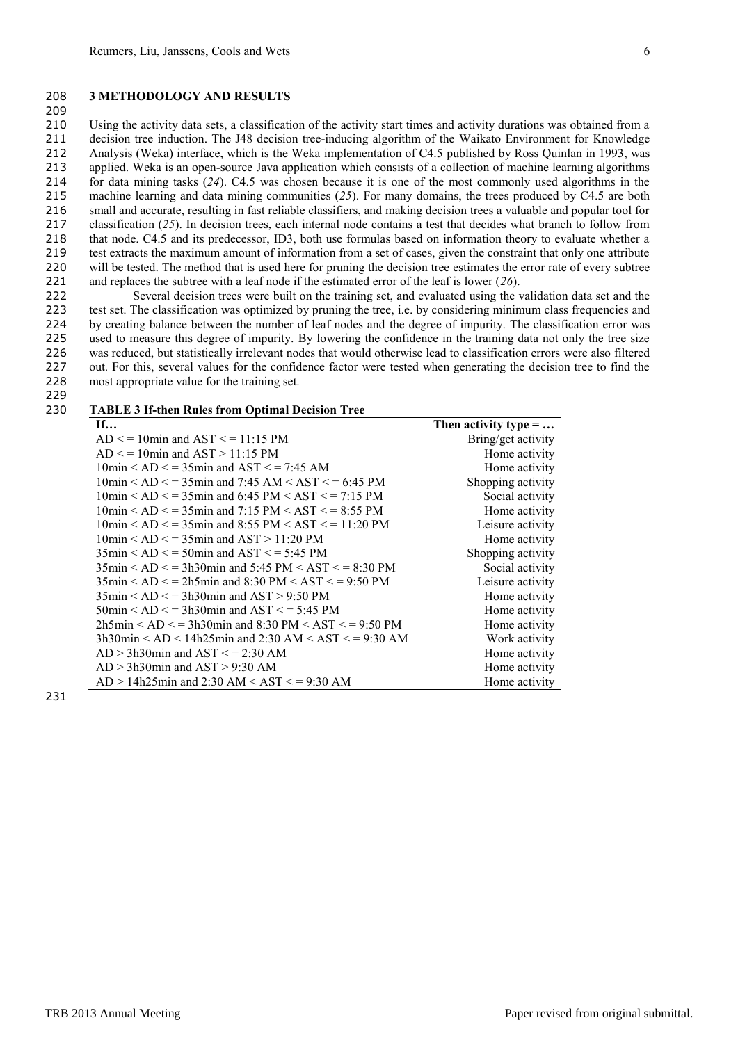## 3 METHODOLOGY AND RESULTS

Using the activity data sets, a classification of the activity start times and activity durations was obtained from a decision tree induction. The J48 decision tree-inducing algorithm of the Waikato Environment for Knowledge Analysis (Weka) interface, which is the Weka implementation of C4.5 published by Ross Quinlan in 1993, was applied. Weka is an open-source Java application which consists of a collection of machine learning algorithms for data mining tasks (*24*). C4.5 was chosen because it is one of the most commonly used algorithms in the machine learning and data mining communities (*25*). For many domains, the trees produced by C4.5 are both small and accurate, resulting in fast reliable classifiers, and making decision trees a valuable and popular tool for classification (*25*). In decision trees, each internal node contains a test that decides what branch to follow from that node. C4.5 and its predecessor, ID3, both use formulas based on information theory to evaluate whether a test extracts the maximum amount of information from a set of cases, given the constraint that only one attribute will be tested. The method that is used here for pruning the decision tree estimates the error rate of every subtree and replaces the subtree with a leaf node if the estimated error of the leaf is lower (*26*).

Several decision trees were built on the training set, and evaluated using the validation data set and the test set. The classification was optimized by pruning the tree, i.e. by considering minimum class frequencies and by creating balance between the number of leaf nodes and the degree of impurity. The classification error was used to measure this degree of impurity. By lowering the confidence in the training data not only the tree size was reduced, but statistically irrelevant nodes that would otherwise lead to classification errors were also filtered out. For this, several values for the confidence factor were tested when generating the decision tree to find the most appropriate value for the training set.

**TABLE 3 If-then Rules from Optimal Decision Tree**

| If… | Then activity type = … |
|---|---|
| AD < = 10min and AST < = 11:15 PM | Bring/get activity |
| AD < = 10min and AST > 11:15 PM | Home activity |
| 10min < AD < = 35min and AST < = 7:45 AM | Home activity |
| 10min < AD < = 35min and 7:45 AM < AST < = 6:45 PM | Shopping activity |
| 10min < AD < = 35min and 6:45 PM < AST < = 7:15 PM | Social activity |
| 10min < AD < = 35min and 7:15 PM < AST < = 8:55 PM | Home activity |
| 10min < AD < = 35min and 8:55 PM < AST < = 11:20 PM | Leisure activity |
| 10min < AD < = 35min and AST > 11:20 PM | Home activity |
| 35min < AD < = 50min and AST < = 5:45 PM | Shopping activity |
| 35min < AD < = 3h30min and 5:45 PM < AST < = 8:30 PM | Social activity |
| 35min < AD < = 2h5min and 8:30 PM < AST < = 9:50 PM | Leisure activity |
| 35min < AD < = 3h30min and AST > 9:50 PM | Home activity |
| 50min < AD < = 3h30min and AST < = 5:45 PM | Home activity |
| 2h5min < AD < = 3h30min and 8:30 PM < AST < = 9:50 PM | Home activity |
| 3h30min < AD < 14h25min and 2:30 AM < AST < = 9:30 AM | Work activity |
| AD > 3h30min and AST < = 2:30 AM | Home activity |
| AD > 3h30min and AST > 9:30 AM | Home activity |
| AD > 14h25min and 2:30 AM < AST < = 9:30 AM | Home activity |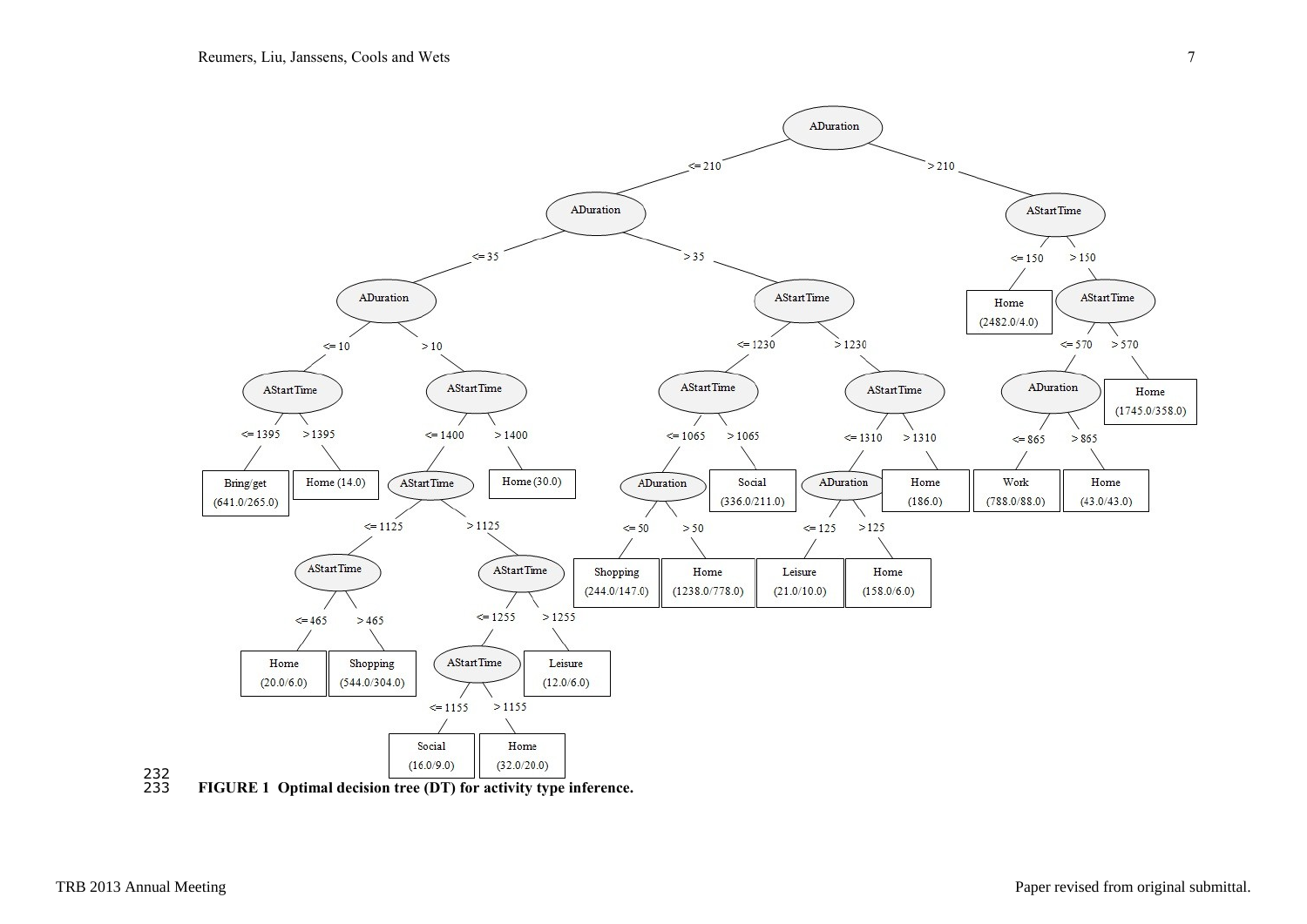```
ADuration <= 210
|   ADuration <= 35
|   |   ADuration <= 10
|   |   |   AStartTime <= 1395: Bring/get (641.0/265.0)
|   |   |   AStartTime > 1395: Home (14.0)
|   |   ADuration > 10
|   |   |   AStartTime <= 1400
|   |   |   |   AStartTime <= 1125
|   |   |   |   |   AStartTime <= 465: Home (20.0/6.0)
|   |   |   |   |   AStartTime > 465: Shopping (544.0/304.0)
|   |   |   |   AStartTime > 1125
|   |   |   |   |   AStartTime <= 1255
|   |   |   |   |   |   AStartTime <= 1155: Social (16.0/9.0)
|   |   |   |   |   |   AStartTime > 1155: Home (32.0/20.0)
|   |   |   |   |   AStartTime > 1255: Leisure (12.0/6.0)
|   |   |   AStartTime > 1400: Home (30.0)
|   ADuration > 35
|   |   AStartTime <= 1230
|   |   |   AStartTime <= 1065
|   |   |   |   ADuration <= 50: Shopping (244.0/147.0)
|   |   |   |   ADuration > 50: Home (1238.0/778.0)
|   |   |   AStartTime > 1065: Social (336.0/211.0)
|   |   AStartTime > 1230
|   |   |   AStartTime <= 1310
|   |   |   |   ADuration <= 125: Leisure (21.0/10.0)
|   |   |   |   ADuration > 125: Home (158.0/6.0)
|   |   |   AStartTime > 1310: Home (186.0)
ADuration > 210
|   AStartTime <= 150: Home (2482.0/4.0)
|   AStartTime > 150
|   |   AStartTime <= 570
|   |   |   ADuration <= 865: Work (788.0/88.0)
|   |   |   ADuration > 865: Home (43.0/43.0)
|   |   AStartTime > 570: Home (1745.0/358.0)
```

**FIGURE 1 Optimal decision tree (DT) for activity type inference.**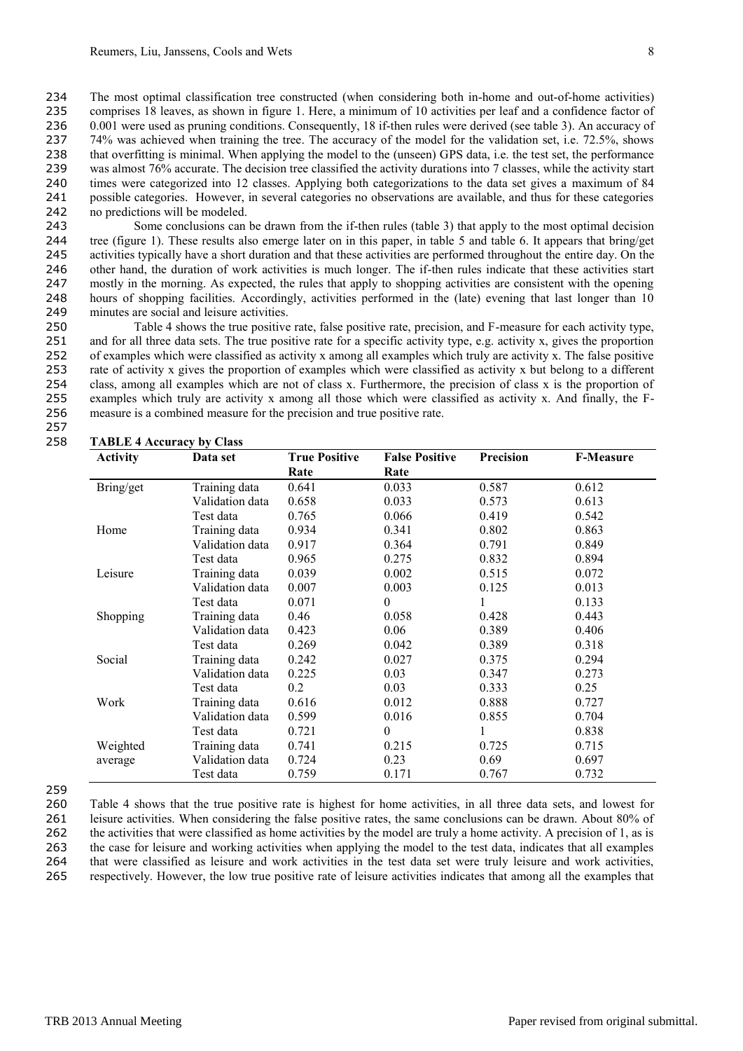The most optimal classification tree constructed (when considering both in-home and out-of-home activities) comprises 18 leaves, as shown in figure 1. Here, a minimum of 10 activities per leaf and a confidence factor of 0.001 were used as pruning conditions. Consequently, 18 if-then rules were derived (see table 3). An accuracy of 74% was achieved when training the tree. The accuracy of the model for the validation set, i.e. 72.5%, shows that overfitting is minimal. When applying the model to the (unseen) GPS data, i.e. the test set, the performance was almost 76% accurate. The decision tree classified the activity durations into 7 classes, while the activity start times were categorized into 12 classes. Applying both categorizations to the data set gives a maximum of 84 possible categories. However, in several categories no observations are available, and thus for these categories no predictions will be modeled.

Some conclusions can be drawn from the if-then rules (table 3) that apply to the most optimal decision tree (figure 1). These results also emerge later on in this paper, in table 5 and table 6. It appears that bring/get activities typically have a short duration and that these activities are performed throughout the entire day. On the other hand, the duration of work activities is much longer. The if-then rules indicate that these activities start mostly in the morning. As expected, the rules that apply to shopping activities are consistent with the opening hours of shopping facilities. Accordingly, activities performed in the (late) evening that last longer than 10 minutes are social and leisure activities.

Table 4 shows the true positive rate, false positive rate, precision, and F-measure for each activity type, and for all three data sets. The true positive rate for a specific activity type, e.g. activity x, gives the proportion of examples which were classified as activity x among all examples which truly are activity x. The false positive rate of activity x gives the proportion of examples which were classified as activity x but belong to a different class, among all examples which are not of class x. Furthermore, the precision of class x is the proportion of examples which truly are activity x among all those which were classified as activity x. And finally, the F-measure is a combined measure for the precision and true positive rate.

**TABLE 4 Accuracy by Class**

| Activity | Data set | True Positive Rate | False Positive Rate | Precision | F-Measure |
|---|---|---|---|---|---|
| Bring/get | Training data | 0.641 | 0.033 | 0.587 | 0.612 |
| | Validation data | 0.658 | 0.033 | 0.573 | 0.613 |
| | Test data | 0.765 | 0.066 | 0.419 | 0.542 |
| Home | Training data | 0.934 | 0.341 | 0.802 | 0.863 |
| | Validation data | 0.917 | 0.364 | 0.791 | 0.849 |
| | Test data | 0.965 | 0.275 | 0.832 | 0.894 |
| Leisure | Training data | 0.039 | 0.002 | 0.515 | 0.072 |
| | Validation data | 0.007 | 0.003 | 0.125 | 0.013 |
| | Test data | 0.071 | 0 | 1 | 0.133 |
| Shopping | Training data | 0.46 | 0.058 | 0.428 | 0.443 |
| | Validation data | 0.423 | 0.06 | 0.389 | 0.406 |
| | Test data | 0.269 | 0.042 | 0.389 | 0.318 |
| Social | Training data | 0.242 | 0.027 | 0.375 | 0.294 |
| | Validation data | 0.225 | 0.03 | 0.347 | 0.273 |
| | Test data | 0.2 | 0.03 | 0.333 | 0.25 |
| Work | Training data | 0.616 | 0.012 | 0.888 | 0.727 |
| | Validation data | 0.599 | 0.016 | 0.855 | 0.704 |
| | Test data | 0.721 | 0 | 1 | 0.838 |
| Weighted average | Training data | 0.741 | 0.215 | 0.725 | 0.715 |
| | Validation data | 0.724 | 0.23 | 0.69 | 0.697 |
| | Test data | 0.759 | 0.171 | 0.767 | 0.732 |

Table 4 shows that the true positive rate is highest for home activities, in all three data sets, and lowest for leisure activities. When considering the false positive rates, the same conclusions can be drawn. About 80% of the activities that were classified as home activities by the model are truly a home activity. A precision of 1, as is the case for leisure and working activities when applying the model to the test data, indicates that all examples that were classified as leisure and work activities in the test data set were truly leisure and work activities, respectively. However, the low true positive rate of leisure activities indicates that among all the examples that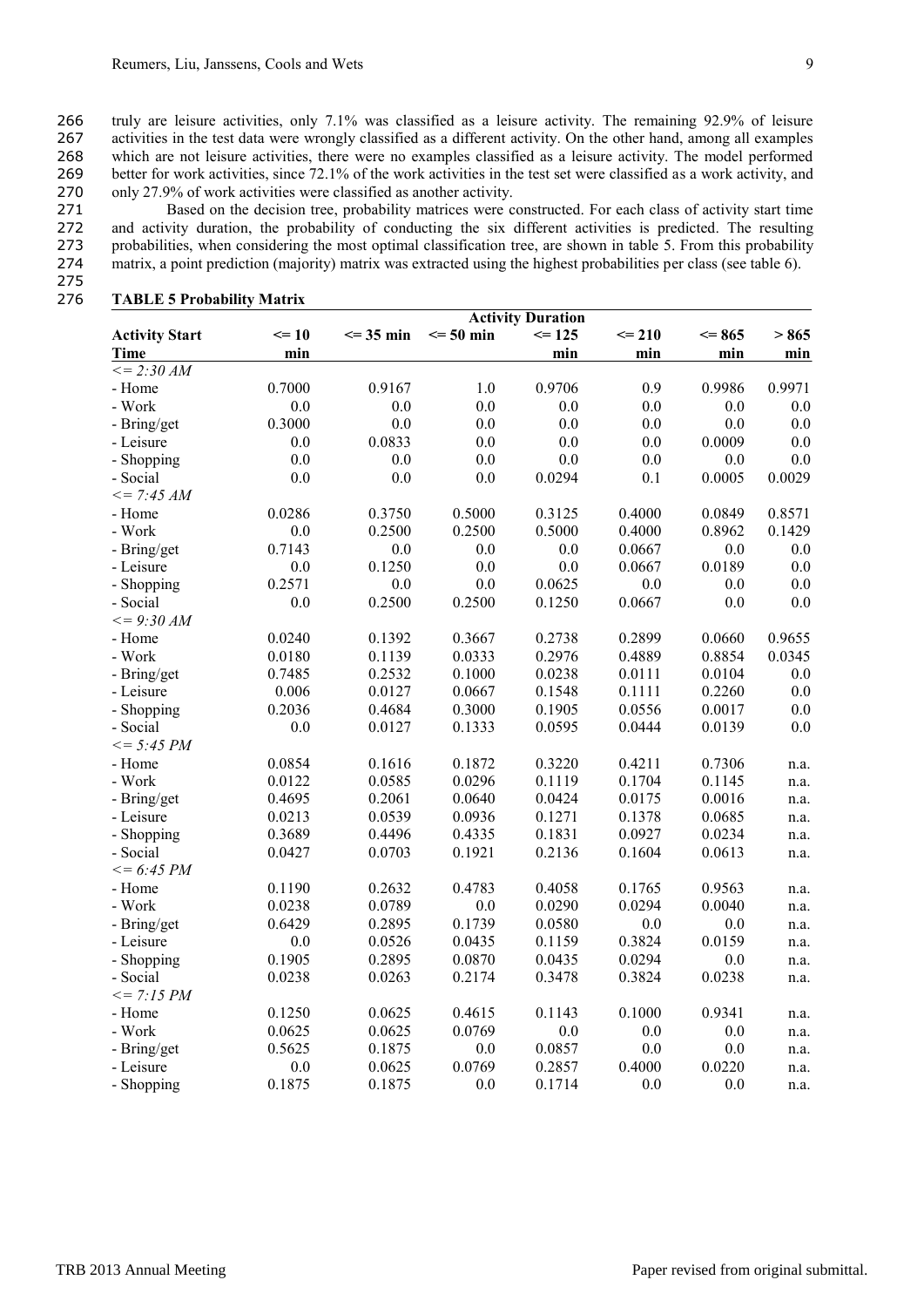truly are leisure activities, only 7.1% was classified as a leisure activity. The remaining 92.9% of leisure activities in the test data were wrongly classified as a different activity. On the other hand, among all examples which are not leisure activities, there were no examples classified as a leisure activity. The model performed better for work activities, since 72.1% of the work activities in the test set were classified as a work activity, and only 27.9% of work activities were classified as another activity.

Based on the decision tree, probability matrices were constructed. For each class of activity start time and activity duration, the probability of conducting the six different activities is predicted. The resulting probabilities, when considering the most optimal classification tree, are shown in table 5. From this probability matrix, a point prediction (majority) matrix was extracted using the highest probabilities per class (see table 6).

**TABLE 5 Probability Matrix**

| | Activity Duration | | | | | | |
|---|---|---|---|---|---|---|---|
| **Activity Start Time** | **<= 10 min** | **<= 35 min** | **<= 50 min** | **<= 125 min** | **<= 210 min** | **<= 865 min** | **> 865 min** |
| *<= 2:30 AM* | | | | | | | |
| - Home | 0.7000 | 0.9167 | 1.0 | 0.9706 | 0.9 | 0.9986 | 0.9971 |
| - Work | 0.0 | 0.0 | 0.0 | 0.0 | 0.0 | 0.0 | 0.0 |
| - Bring/get | 0.3000 | 0.0 | 0.0 | 0.0 | 0.0 | 0.0 | 0.0 |
| - Leisure | 0.0 | 0.0833 | 0.0 | 0.0 | 0.0 | 0.0009 | 0.0 |
| - Shopping | 0.0 | 0.0 | 0.0 | 0.0 | 0.0 | 0.0 | 0.0 |
| - Social | 0.0 | 0.0 | 0.0 | 0.0294 | 0.1 | 0.0005 | 0.0029 |
| *<= 7:45 AM* | | | | | | | |
| - Home | 0.0286 | 0.3750 | 0.5000 | 0.3125 | 0.4000 | 0.0849 | 0.8571 |
| - Work | 0.0 | 0.2500 | 0.2500 | 0.5000 | 0.4000 | 0.8962 | 0.1429 |
| - Bring/get | 0.7143 | 0.0 | 0.0 | 0.0 | 0.0667 | 0.0 | 0.0 |
| - Leisure | 0.0 | 0.1250 | 0.0 | 0.0 | 0.0667 | 0.0189 | 0.0 |
| - Shopping | 0.2571 | 0.0 | 0.0 | 0.0625 | 0.0 | 0.0 | 0.0 |
| - Social | 0.0 | 0.2500 | 0.2500 | 0.1250 | 0.0667 | 0.0 | 0.0 |
| *<= 9:30 AM* | | | | | | | |
| - Home | 0.0240 | 0.1392 | 0.3667 | 0.2738 | 0.2899 | 0.0660 | 0.9655 |
| - Work | 0.0180 | 0.1139 | 0.0333 | 0.2976 | 0.4889 | 0.8854 | 0.0345 |
| - Bring/get | 0.7485 | 0.2532 | 0.1000 | 0.0238 | 0.0111 | 0.0104 | 0.0 |
| - Leisure | 0.006 | 0.0127 | 0.0667 | 0.1548 | 0.1111 | 0.2260 | 0.0 |
| - Shopping | 0.2036 | 0.4684 | 0.3000 | 0.1905 | 0.0556 | 0.0017 | 0.0 |
| - Social | 0.0 | 0.0127 | 0.1333 | 0.0595 | 0.0444 | 0.0139 | 0.0 |
| *<= 5:45 PM* | | | | | | | |
| - Home | 0.0854 | 0.1616 | 0.1872 | 0.3220 | 0.4211 | 0.7306 | n.a. |
| - Work | 0.0122 | 0.0585 | 0.0296 | 0.1119 | 0.1704 | 0.1145 | n.a. |
| - Bring/get | 0.4695 | 0.2061 | 0.0640 | 0.0424 | 0.0175 | 0.0016 | n.a. |
| - Leisure | 0.0213 | 0.0539 | 0.0936 | 0.1271 | 0.1378 | 0.0685 | n.a. |
| - Shopping | 0.3689 | 0.4496 | 0.4335 | 0.1831 | 0.0927 | 0.0234 | n.a. |
| - Social | 0.0427 | 0.0703 | 0.1921 | 0.2136 | 0.1604 | 0.0613 | n.a. |
| *<= 6:45 PM* | | | | | | | |
| - Home | 0.1190 | 0.2632 | 0.4783 | 0.4058 | 0.1765 | 0.9563 | n.a. |
| - Work | 0.0238 | 0.0789 | 0.0 | 0.0290 | 0.0294 | 0.0040 | n.a. |
| - Bring/get | 0.6429 | 0.2895 | 0.1739 | 0.0580 | 0.0 | 0.0 | n.a. |
| - Leisure | 0.0 | 0.0526 | 0.0435 | 0.1159 | 0.3824 | 0.0159 | n.a. |
| - Shopping | 0.1905 | 0.2895 | 0.0870 | 0.0435 | 0.0294 | 0.0 | n.a. |
| - Social | 0.0238 | 0.0263 | 0.2174 | 0.3478 | 0.3824 | 0.0238 | n.a. |
| *<= 7:15 PM* | | | | | | | |
| - Home | 0.1250 | 0.0625 | 0.4615 | 0.1143 | 0.1000 | 0.9341 | n.a. |
| - Work | 0.0625 | 0.0625 | 0.0769 | 0.0 | 0.0 | 0.0 | n.a. |
| - Bring/get | 0.5625 | 0.1875 | 0.0 | 0.0857 | 0.0 | 0.0 | n.a. |
| - Leisure | 0.0 | 0.0625 | 0.0769 | 0.2857 | 0.4000 | 0.0220 | n.a. |
| - Shopping | 0.1875 | 0.1875 | 0.0 | 0.1714 | 0.0 | 0.0 | n.a. |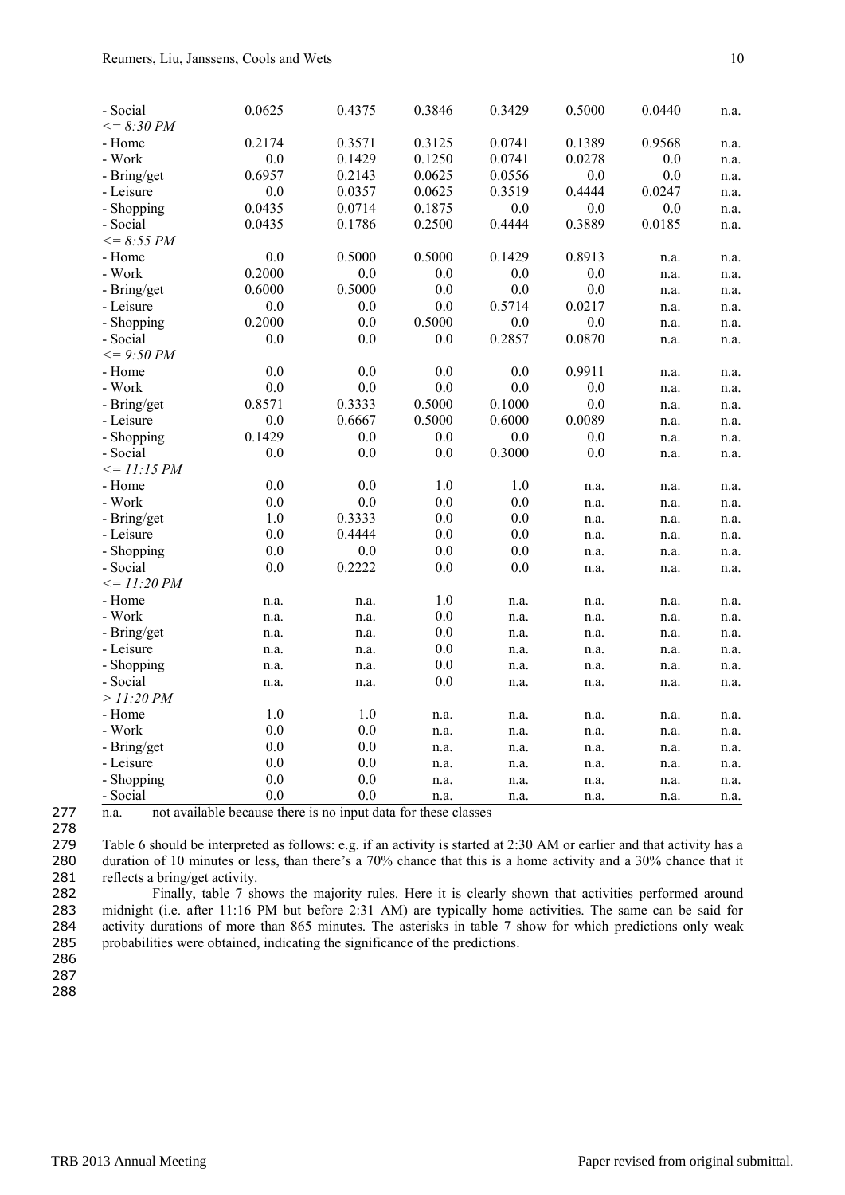| | | | | | | | |
|---|---|---|---|---|---|---|---|
| - Social | 0.0625 | 0.4375 | 0.3846 | 0.3429 | 0.5000 | 0.0440 | n.a. |
| *<= 8:30 PM* | | | | | | | |
| - Home | 0.2174 | 0.3571 | 0.3125 | 0.0741 | 0.1389 | 0.9568 | n.a. |
| - Work | 0.0 | 0.1429 | 0.1250 | 0.0741 | 0.0278 | 0.0 | n.a. |
| - Bring/get | 0.6957 | 0.2143 | 0.0625 | 0.0556 | 0.0 | 0.0 | n.a. |
| - Leisure | 0.0 | 0.0357 | 0.0625 | 0.3519 | 0.4444 | 0.0247 | n.a. |
| - Shopping | 0.0435 | 0.0714 | 0.1875 | 0.0 | 0.0 | 0.0 | n.a. |
| - Social | 0.0435 | 0.1786 | 0.2500 | 0.4444 | 0.3889 | 0.0185 | n.a. |
| *<= 8:55 PM* | | | | | | | |
| - Home | 0.0 | 0.5000 | 0.5000 | 0.1429 | 0.8913 | n.a. | n.a. |
| - Work | 0.2000 | 0.0 | 0.0 | 0.0 | 0.0 | n.a. | n.a. |
| - Bring/get | 0.6000 | 0.5000 | 0.0 | 0.0 | 0.0 | n.a. | n.a. |
| - Leisure | 0.0 | 0.0 | 0.0 | 0.5714 | 0.0217 | n.a. | n.a. |
| - Shopping | 0.2000 | 0.0 | 0.5000 | 0.0 | 0.0 | n.a. | n.a. |
| - Social | 0.0 | 0.0 | 0.0 | 0.2857 | 0.0870 | n.a. | n.a. |
| *<= 9:50 PM* | | | | | | | |
| - Home | 0.0 | 0.0 | 0.0 | 0.0 | 0.9911 | n.a. | n.a. |
| - Work | 0.0 | 0.0 | 0.0 | 0.0 | 0.0 | n.a. | n.a. |
| - Bring/get | 0.8571 | 0.3333 | 0.5000 | 0.1000 | 0.0 | n.a. | n.a. |
| - Leisure | 0.0 | 0.6667 | 0.5000 | 0.6000 | 0.0089 | n.a. | n.a. |
| - Shopping | 0.1429 | 0.0 | 0.0 | 0.0 | 0.0 | n.a. | n.a. |
| - Social | 0.0 | 0.0 | 0.0 | 0.3000 | 0.0 | n.a. | n.a. |
| *<= 11:15 PM* | | | | | | | |
| - Home | 0.0 | 0.0 | 1.0 | 1.0 | n.a. | n.a. | n.a. |
| - Work | 0.0 | 0.0 | 0.0 | 0.0 | n.a. | n.a. | n.a. |
| - Bring/get | 1.0 | 0.3333 | 0.0 | 0.0 | n.a. | n.a. | n.a. |
| - Leisure | 0.0 | 0.4444 | 0.0 | 0.0 | n.a. | n.a. | n.a. |
| - Shopping | 0.0 | 0.0 | 0.0 | 0.0 | n.a. | n.a. | n.a. |
| - Social | 0.0 | 0.2222 | 0.0 | 0.0 | n.a. | n.a. | n.a. |
| *<= 11:20 PM* | | | | | | | |
| - Home | n.a. | n.a. | 1.0 | n.a. | n.a. | n.a. | n.a. |
| - Work | n.a. | n.a. | 0.0 | n.a. | n.a. | n.a. | n.a. |
| - Bring/get | n.a. | n.a. | 0.0 | n.a. | n.a. | n.a. | n.a. |
| - Leisure | n.a. | n.a. | 0.0 | n.a. | n.a. | n.a. | n.a. |
| - Shopping | n.a. | n.a. | 0.0 | n.a. | n.a. | n.a. | n.a. |
| - Social | n.a. | n.a. | 0.0 | n.a. | n.a. | n.a. | n.a. |
| *> 11:20 PM* | | | | | | | |
| - Home | 1.0 | 1.0 | n.a. | n.a. | n.a. | n.a. | n.a. |
| - Work | 0.0 | 0.0 | n.a. | n.a. | n.a. | n.a. | n.a. |
| - Bring/get | 0.0 | 0.0 | n.a. | n.a. | n.a. | n.a. | n.a. |
| - Leisure | 0.0 | 0.0 | n.a. | n.a. | n.a. | n.a. | n.a. |
| - Shopping | 0.0 | 0.0 | n.a. | n.a. | n.a. | n.a. | n.a. |
| - Social | 0.0 | 0.0 | n.a. | n.a. | n.a. | n.a. | n.a. |

n.a. not available because there is no input data for these classes

Table 6 should be interpreted as follows: e.g. if an activity is started at 2:30 AM or earlier and that activity has a duration of 10 minutes or less, than there's a 70% chance that this is a home activity and a 30% chance that it reflects a bring/get activity.

Finally, table 7 shows the majority rules. Here it is clearly shown that activities performed around midnight (i.e. after 11:16 PM but before 2:31 AM) are typically home activities. The same can be said for activity durations of more than 865 minutes. The asterisks in table 7 show for which predictions only weak probabilities were obtained, indicating the significance of the predictions.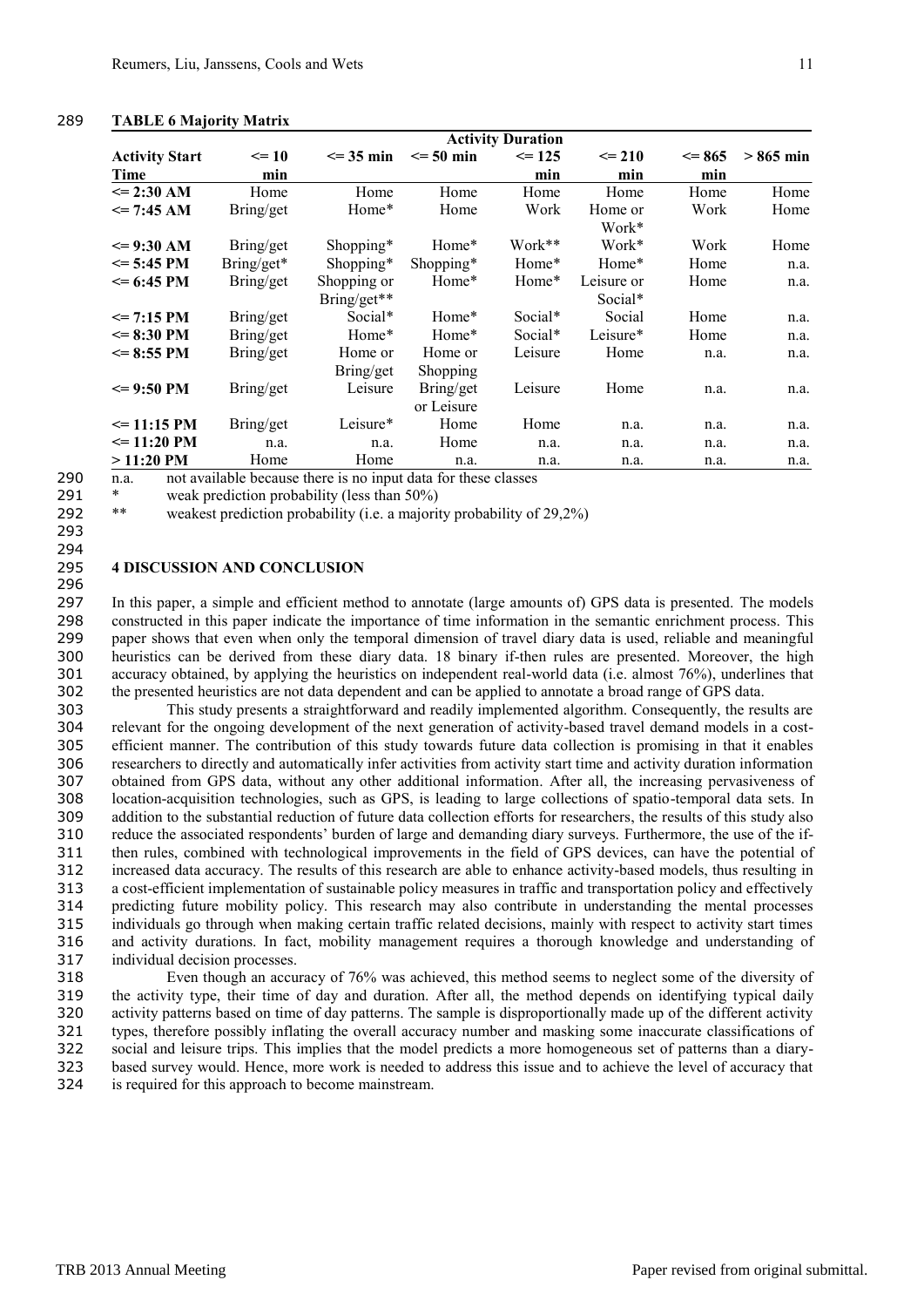**TABLE 6 Majority Matrix**

| Activity Start Time | Activity Duration | | | | | | |
|---|---|---|---|---|---|---|---|
| | <= 10 min | <= 35 min | <= 50 min | <= 125 min | <= 210 min | <= 865 min | > 865 min |
| **<= 2:30 AM** | Home | Home | Home | Home | Home | Home | Home |
| **<= 7:45 AM** | Bring/get | Home* | Home | Work | Home or Work* | Work | Home |
| **<= 9:30 AM** | Bring/get | Shopping* | Home* | Work** | Work* | Work | Home |
| **<= 5:45 PM** | Bring/get* | Shopping* | Shopping* | Home* | Home* | Home | n.a. |
| **<= 6:45 PM** | Bring/get | Shopping or Bring/get** | Home* | Home* | Leisure or Social* | Home | n.a. |
| **<= 7:15 PM** | Bring/get | Social* | Home* | Social* | Social | Home | n.a. |
| **<= 8:30 PM** | Bring/get | Home* | Home* | Social* | Leisure* | Home | n.a. |
| **<= 8:55 PM** | Bring/get | Home or Bring/get | Home or Shopping | Leisure | Home | n.a. | n.a. |
| **<= 9:50 PM** | Bring/get | Leisure | Bring/get or Leisure | Leisure | Home | n.a. | n.a. |
| **<= 11:15 PM** | Bring/get | Leisure* | Home | Home | n.a. | n.a. | n.a. |
| **<= 11:20 PM** | n.a. | n.a. | Home | n.a. | n.a. | n.a. | n.a. |
| **> 11:20 PM** | Home | Home | n.a. | n.a. | n.a. | n.a. | n.a. |

n.a. not available because there is no input data for these classes
* weak prediction probability (less than 50%)
** weakest prediction probability (i.e. a majority probability of 29,2%)

## 4 DISCUSSION AND CONCLUSION

In this paper, a simple and efficient method to annotate (large amounts of) GPS data is presented. The models constructed in this paper indicate the importance of time information in the semantic enrichment process. This paper shows that even when only the temporal dimension of travel diary data is used, reliable and meaningful heuristics can be derived from these diary data. 18 binary if-then rules are presented. Moreover, the high accuracy obtained, by applying the heuristics on independent real-world data (i.e. almost 76%), underlines that the presented heuristics are not data dependent and can be applied to annotate a broad range of GPS data.

This study presents a straightforward and readily implemented algorithm. Consequently, the results are relevant for the ongoing development of the next generation of activity-based travel demand models in a cost-efficient manner. The contribution of this study towards future data collection is promising in that it enables researchers to directly and automatically infer activities from activity start time and activity duration information obtained from GPS data, without any other additional information. After all, the increasing pervasiveness of location-acquisition technologies, such as GPS, is leading to large collections of spatio-temporal data sets. In addition to the substantial reduction of future data collection efforts for researchers, the results of this study also reduce the associated respondents' burden of large and demanding diary surveys. Furthermore, the use of the if-then rules, combined with technological improvements in the field of GPS devices, can have the potential of increased data accuracy. The results of this research are able to enhance activity-based models, thus resulting in a cost-efficient implementation of sustainable policy measures in traffic and transportation policy and effectively predicting future mobility policy. This research may also contribute in understanding the mental processes individuals go through when making certain traffic related decisions, mainly with respect to activity start times and activity durations. In fact, mobility management requires a thorough knowledge and understanding of individual decision processes.

Even though an accuracy of 76% was achieved, this method seems to neglect some of the diversity of the activity type, their time of day and duration. After all, the method depends on identifying typical daily activity patterns based on time of day patterns. The sample is disproportionally made up of the different activity types, therefore possibly inflating the overall accuracy number and masking some inaccurate classifications of social and leisure trips. This implies that the model predicts a more homogeneous set of patterns than a diary-based survey would. Hence, more work is needed to address this issue and to achieve the level of accuracy that is required for this approach to become mainstream.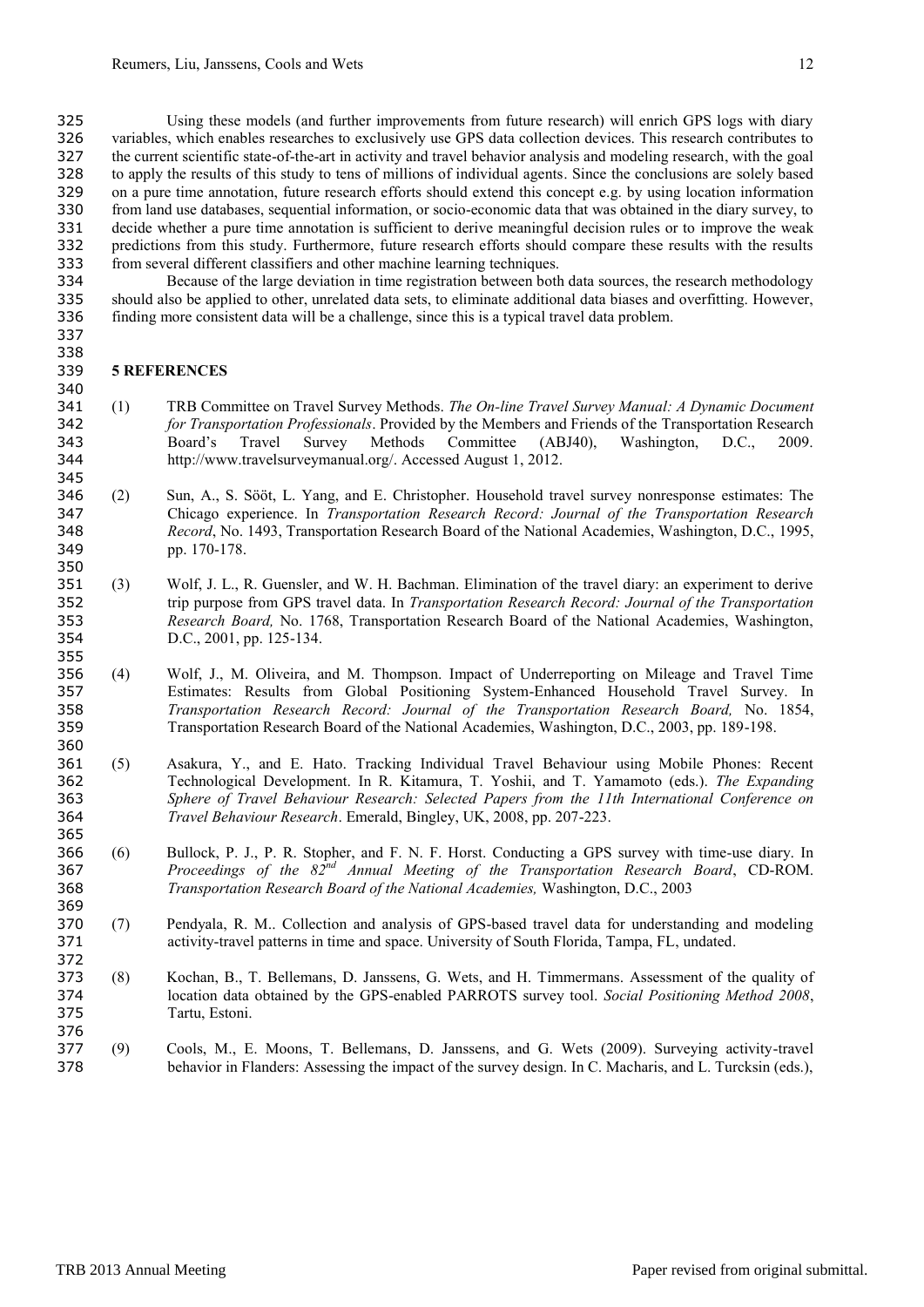Using these models (and further improvements from future research) will enrich GPS logs with diary variables, which enables researches to exclusively use GPS data collection devices. This research contributes to the current scientific state-of-the-art in activity and travel behavior analysis and modeling research, with the goal to apply the results of this study to tens of millions of individual agents. Since the conclusions are solely based on a pure time annotation, future research efforts should extend this concept e.g. by using location information from land use databases, sequential information, or socio-economic data that was obtained in the diary survey, to decide whether a pure time annotation is sufficient to derive meaningful decision rules or to improve the weak predictions from this study. Furthermore, future research efforts should compare these results with the results from several different classifiers and other machine learning techniques.

Because of the large deviation in time registration between both data sources, the research methodology should also be applied to other, unrelated data sets, to eliminate additional data biases and overfitting. However, finding more consistent data will be a challenge, since this is a typical travel data problem.

## 5 REFERENCES

(1) TRB Committee on Travel Survey Methods. *The On-line Travel Survey Manual: A Dynamic Document for Transportation Professionals*. Provided by the Members and Friends of the Transportation Research Board's Travel Survey Methods Committee (ABJ40), Washington, D.C., 2009. http://www.travelsurveymanual.org/. Accessed August 1, 2012.

(2) Sun, A., S. Sööt, L. Yang, and E. Christopher. Household travel survey nonresponse estimates: The Chicago experience. In *Transportation Research Record: Journal of the Transportation Research Record*, No. 1493, Transportation Research Board of the National Academies, Washington, D.C., 1995, pp. 170-178.

(3) Wolf, J. L., R. Guensler, and W. H. Bachman. Elimination of the travel diary: an experiment to derive trip purpose from GPS travel data. In *Transportation Research Record: Journal of the Transportation Research Board,* No. 1768, Transportation Research Board of the National Academies, Washington, D.C., 2001, pp. 125-134.

(4) Wolf, J., M. Oliveira, and M. Thompson. Impact of Underreporting on Mileage and Travel Time Estimates: Results from Global Positioning System-Enhanced Household Travel Survey. In *Transportation Research Record: Journal of the Transportation Research Board,* No. 1854, Transportation Research Board of the National Academies, Washington, D.C., 2003, pp. 189-198.

(5) Asakura, Y., and E. Hato. Tracking Individual Travel Behaviour using Mobile Phones: Recent Technological Development. In R. Kitamura, T. Yoshii, and T. Yamamoto (eds.). *The Expanding Sphere of Travel Behaviour Research: Selected Papers from the 11th International Conference on Travel Behaviour Research*. Emerald, Bingley, UK, 2008, pp. 207-223.

(6) Bullock, P. J., P. R. Stopher, and F. N. F. Horst. Conducting a GPS survey with time-use diary. In *Proceedings of the 82nd Annual Meeting of the Transportation Research Board*, CD-ROM. *Transportation Research Board of the National Academies,* Washington, D.C., 2003

(7) Pendyala, R. M.. Collection and analysis of GPS-based travel data for understanding and modeling activity-travel patterns in time and space. University of South Florida, Tampa, FL, undated.

(8) Kochan, B., T. Bellemans, D. Janssens, G. Wets, and H. Timmermans. Assessment of the quality of location data obtained by the GPS-enabled PARROTS survey tool. *Social Positioning Method 2008*, Tartu, Estoni.

(9) Cools, M., E. Moons, T. Bellemans, D. Janssens, and G. Wets (2009). Surveying activity-travel behavior in Flanders: Assessing the impact of the survey design. In C. Macharis, and L. Turcksin (eds.),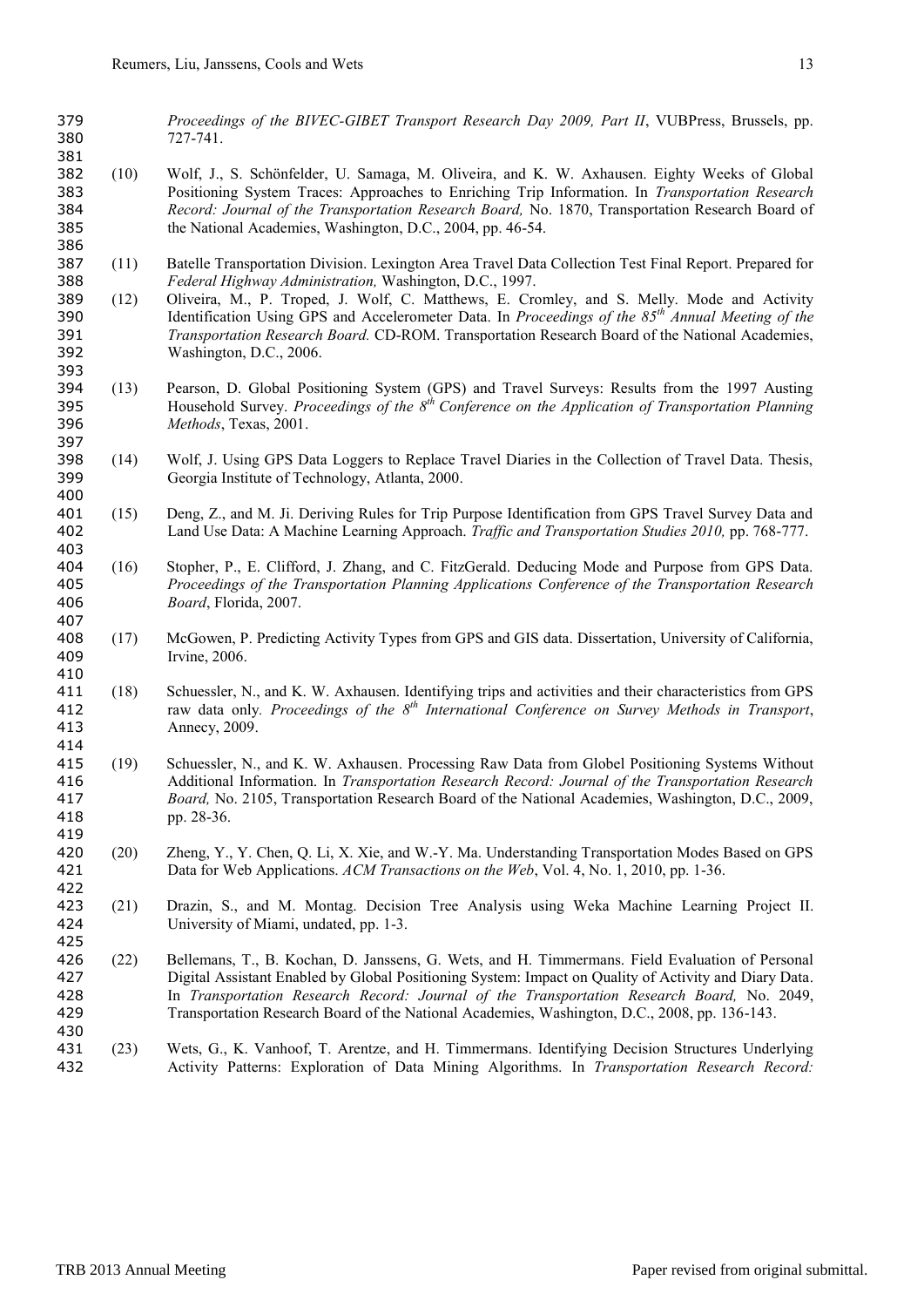*Proceedings of the BIVEC-GIBET Transport Research Day 2009, Part II*, VUBPress, Brussels, pp. 727-741.

(10) Wolf, J., S. Schönfelder, U. Samaga, M. Oliveira, and K. W. Axhausen. Eighty Weeks of Global Positioning System Traces: Approaches to Enriching Trip Information. In *Transportation Research Record: Journal of the Transportation Research Board,* No. 1870, Transportation Research Board of the National Academies, Washington, D.C., 2004, pp. 46-54.

(11) Batelle Transportation Division. Lexington Area Travel Data Collection Test Final Report. Prepared for *Federal Highway Administration,* Washington, D.C., 1997.

(12) Oliveira, M., P. Troped, J. Wolf, C. Matthews, E. Cromley, and S. Melly. Mode and Activity Identification Using GPS and Accelerometer Data. In *Proceedings of the 85th Annual Meeting of the Transportation Research Board.* CD-ROM. Transportation Research Board of the National Academies, Washington, D.C., 2006.

(13) Pearson, D. Global Positioning System (GPS) and Travel Surveys: Results from the 1997 Austing Household Survey. *Proceedings of the 8th Conference on the Application of Transportation Planning Methods*, Texas, 2001.

(14) Wolf, J. Using GPS Data Loggers to Replace Travel Diaries in the Collection of Travel Data. Thesis, Georgia Institute of Technology, Atlanta, 2000.

(15) Deng, Z., and M. Ji. Deriving Rules for Trip Purpose Identification from GPS Travel Survey Data and Land Use Data: A Machine Learning Approach. *Traffic and Transportation Studies 2010,* pp. 768-777.

(16) Stopher, P., E. Clifford, J. Zhang, and C. FitzGerald. Deducing Mode and Purpose from GPS Data. *Proceedings of the Transportation Planning Applications Conference of the Transportation Research Board*, Florida, 2007.

(17) McGowen, P. Predicting Activity Types from GPS and GIS data. Dissertation, University of California, Irvine, 2006.

(18) Schuessler, N., and K. W. Axhausen. Identifying trips and activities and their characteristics from GPS raw data only. *Proceedings of the 8th International Conference on Survey Methods in Transport*, Annecy, 2009.

(19) Schuessler, N., and K. W. Axhausen. Processing Raw Data from Globel Positioning Systems Without Additional Information. In *Transportation Research Record: Journal of the Transportation Research Board,* No. 2105, Transportation Research Board of the National Academies, Washington, D.C., 2009, pp. 28-36.

(20) Zheng, Y., Y. Chen, Q. Li, X. Xie, and W.-Y. Ma. Understanding Transportation Modes Based on GPS Data for Web Applications. *ACM Transactions on the Web*, Vol. 4, No. 1, 2010, pp. 1-36.

(21) Drazin, S., and M. Montag. Decision Tree Analysis using Weka Machine Learning Project II. University of Miami, undated, pp. 1-3.

(22) Bellemans, T., B. Kochan, D. Janssens, G. Wets, and H. Timmermans. Field Evaluation of Personal Digital Assistant Enabled by Global Positioning System: Impact on Quality of Activity and Diary Data. In *Transportation Research Record: Journal of the Transportation Research Board,* No. 2049, Transportation Research Board of the National Academies, Washington, D.C., 2008, pp. 136-143.

(23) Wets, G., K. Vanhoof, T. Arentze, and H. Timmermans. Identifying Decision Structures Underlying Activity Patterns: Exploration of Data Mining Algorithms. In *Transportation Research Record:*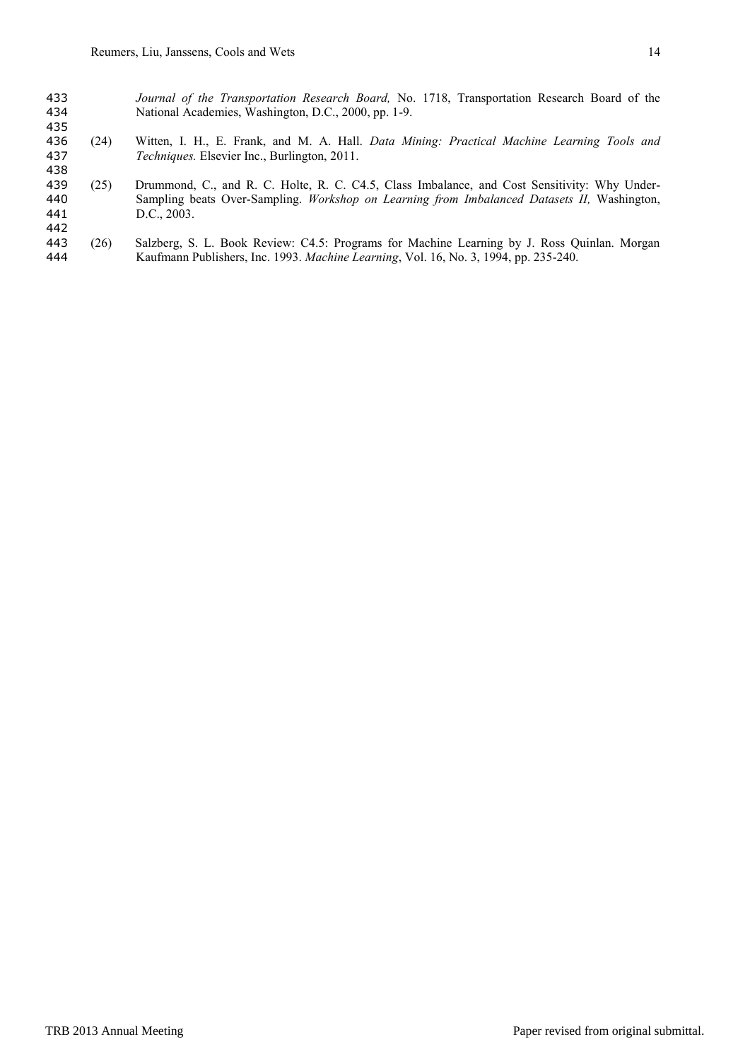*Journal of the Transportation Research Board,* No. 1718, Transportation Research Board of the National Academies, Washington, D.C., 2000, pp. 1-9.

(24) Witten, I. H., E. Frank, and M. A. Hall. *Data Mining: Practical Machine Learning Tools and Techniques.* Elsevier Inc., Burlington, 2011.

(25) Drummond, C., and R. C. Holte, R. C. C4.5, Class Imbalance, and Cost Sensitivity: Why Under-Sampling beats Over-Sampling. *Workshop on Learning from Imbalanced Datasets II,* Washington, D.C., 2003.

(26) Salzberg, S. L. Book Review: C4.5: Programs for Machine Learning by J. Ross Quinlan. Morgan Kaufmann Publishers, Inc. 1993. *Machine Learning*, Vol. 16, No. 3, 1994, pp. 235-240.